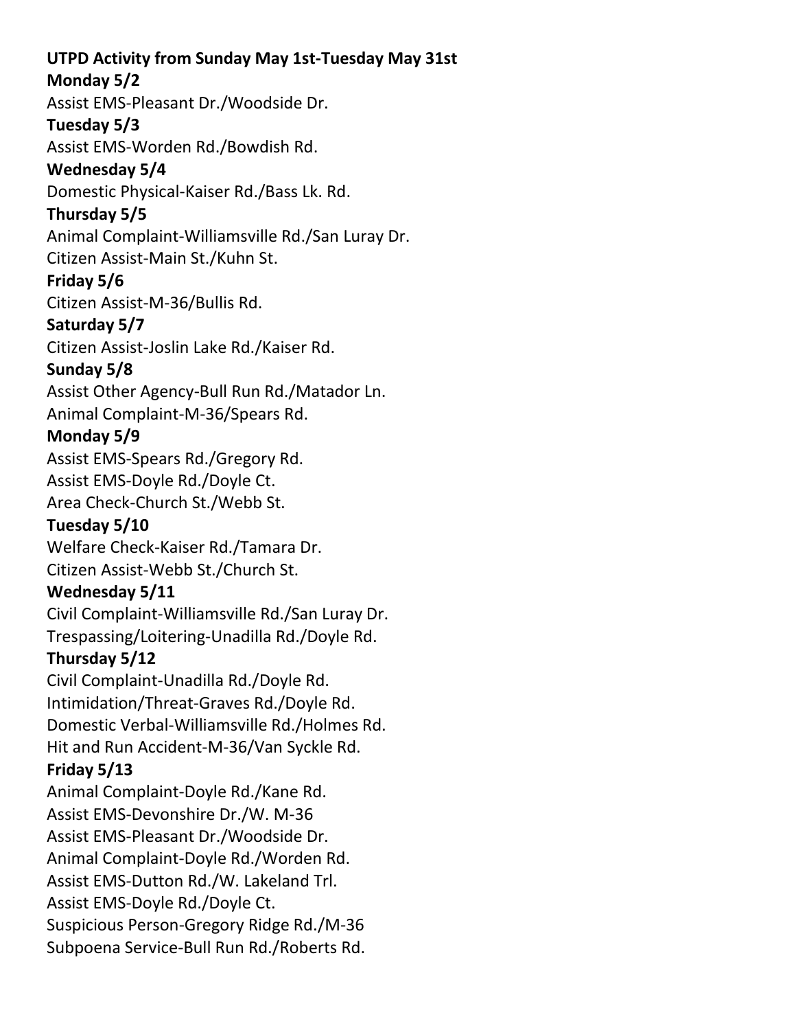**UTPD Activity from Sunday May 1st-Tuesday May 31st**

**Monday 5/2**

Assist EMS-Pleasant Dr./Woodside Dr.

**Tuesday 5/3**

Assist EMS-Worden Rd./Bowdish Rd.

**Wednesday 5/4**

Domestic Physical-Kaiser Rd./Bass Lk. Rd.

**Thursday 5/5**

Animal Complaint-Williamsville Rd./San Luray Dr.
Citizen Assist-Main St./Kuhn St.

**Friday 5/6**

Citizen Assist-M-36/Bullis Rd.

**Saturday 5/7**

Citizen Assist-Joslin Lake Rd./Kaiser Rd.

**Sunday 5/8**

Assist Other Agency-Bull Run Rd./Matador Ln.
Animal Complaint-M-36/Spears Rd.

**Monday 5/9**

Assist EMS-Spears Rd./Gregory Rd.
Assist EMS-Doyle Rd./Doyle Ct.
Area Check-Church St./Webb St.

**Tuesday 5/10**

Welfare Check-Kaiser Rd./Tamara Dr.
Citizen Assist-Webb St./Church St.

**Wednesday 5/11**

Civil Complaint-Williamsville Rd./San Luray Dr.
Trespassing/Loitering-Unadilla Rd./Doyle Rd.

**Thursday 5/12**

Civil Complaint-Unadilla Rd./Doyle Rd.
Intimidation/Threat-Graves Rd./Doyle Rd.
Domestic Verbal-Williamsville Rd./Holmes Rd.
Hit and Run Accident-M-36/Van Syckle Rd.

**Friday 5/13**

Animal Complaint-Doyle Rd./Kane Rd.
Assist EMS-Devonshire Dr./W. M-36
Assist EMS-Pleasant Dr./Woodside Dr.
Animal Complaint-Doyle Rd./Worden Rd.
Assist EMS-Dutton Rd./W. Lakeland Trl.
Assist EMS-Doyle Rd./Doyle Ct.
Suspicious Person-Gregory Ridge Rd./M-36
Subpoena Service-Bull Run Rd./Roberts Rd.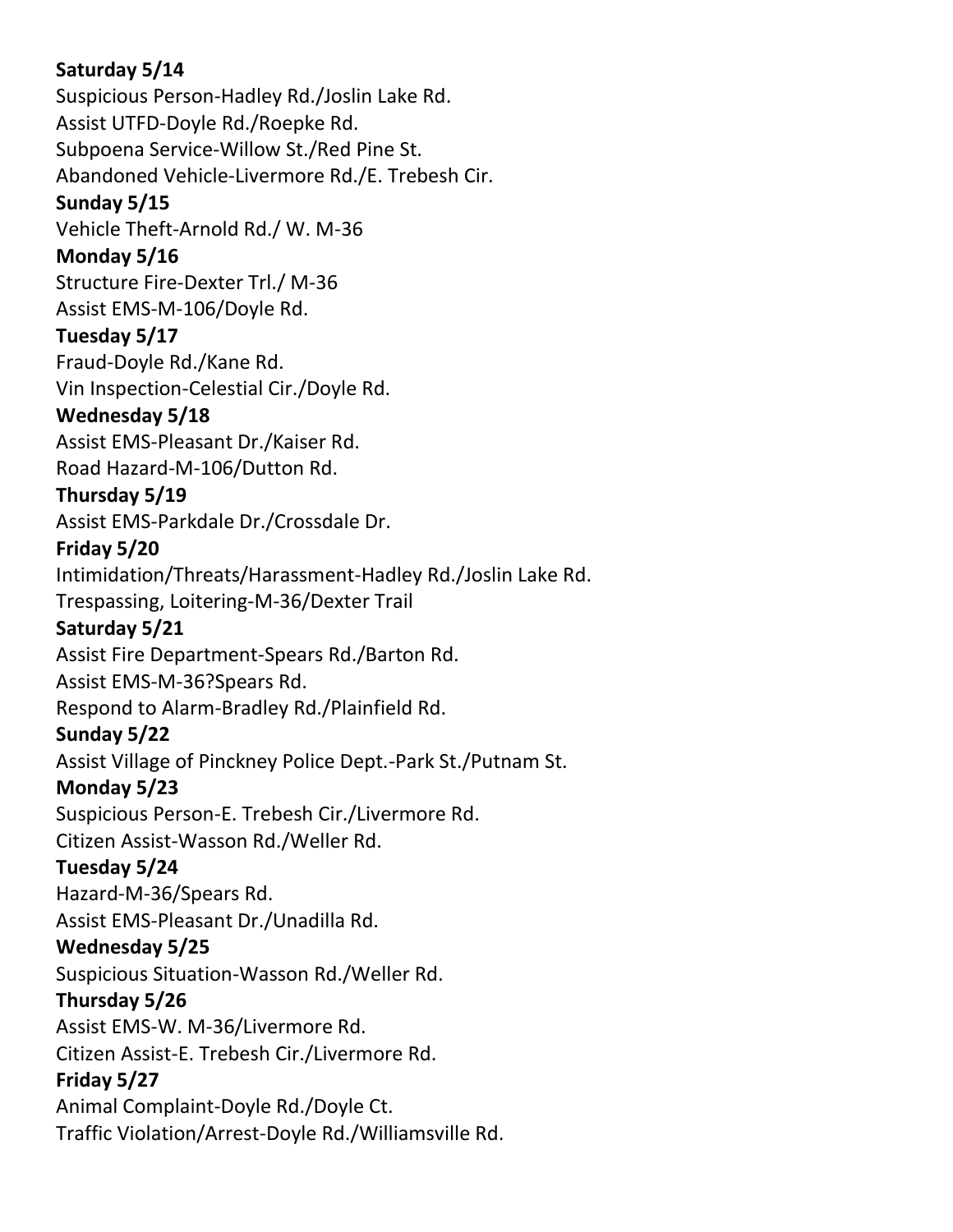**Saturday 5/14**

Suspicious Person-Hadley Rd./Joslin Lake Rd.
Assist UTFD-Doyle Rd./Roepke Rd.
Subpoena Service-Willow St./Red Pine St.
Abandoned Vehicle-Livermore Rd./E. Trebesh Cir.

**Sunday 5/15**

Vehicle Theft-Arnold Rd./ W. M-36

**Monday 5/16**

Structure Fire-Dexter Trl./ M-36
Assist EMS-M-106/Doyle Rd.

**Tuesday 5/17**

Fraud-Doyle Rd./Kane Rd.
Vin Inspection-Celestial Cir./Doyle Rd.

**Wednesday 5/18**

Assist EMS-Pleasant Dr./Kaiser Rd.
Road Hazard-M-106/Dutton Rd.

**Thursday 5/19**

Assist EMS-Parkdale Dr./Crossdale Dr.

**Friday 5/20**

Intimidation/Threats/Harassment-Hadley Rd./Joslin Lake Rd.
Trespassing, Loitering-M-36/Dexter Trail

**Saturday 5/21**

Assist Fire Department-Spears Rd./Barton Rd.
Assist EMS-M-36?Spears Rd.
Respond to Alarm-Bradley Rd./Plainfield Rd.

**Sunday 5/22**

Assist Village of Pinckney Police Dept.-Park St./Putnam St.

**Monday 5/23**

Suspicious Person-E. Trebesh Cir./Livermore Rd.
Citizen Assist-Wasson Rd./Weller Rd.

**Tuesday 5/24**

Hazard-M-36/Spears Rd.
Assist EMS-Pleasant Dr./Unadilla Rd.

**Wednesday 5/25**

Suspicious Situation-Wasson Rd./Weller Rd.

**Thursday 5/26**

Assist EMS-W. M-36/Livermore Rd.
Citizen Assist-E. Trebesh Cir./Livermore Rd.

**Friday 5/27**

Animal Complaint-Doyle Rd./Doyle Ct.
Traffic Violation/Arrest-Doyle Rd./Williamsville Rd.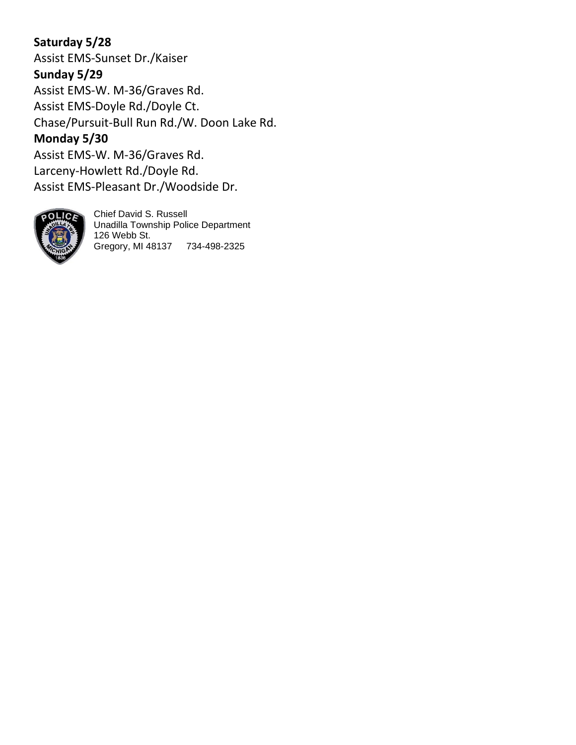**Saturday 5/28**

Assist EMS-Sunset Dr./Kaiser

**Sunday 5/29**

Assist EMS-W. M-36/Graves Rd.

Assist EMS-Doyle Rd./Doyle Ct.

Chase/Pursuit-Bull Run Rd./W. Doon Lake Rd.

**Monday 5/30**

Assist EMS-W. M-36/Graves Rd.

Larceny-Howlett Rd./Doyle Rd.

Assist EMS-Pleasant Dr./Woodside Dr.

Chief David S. Russell
Unadilla Township Police Department
126 Webb St.
Gregory, MI 48137 734-498-2325